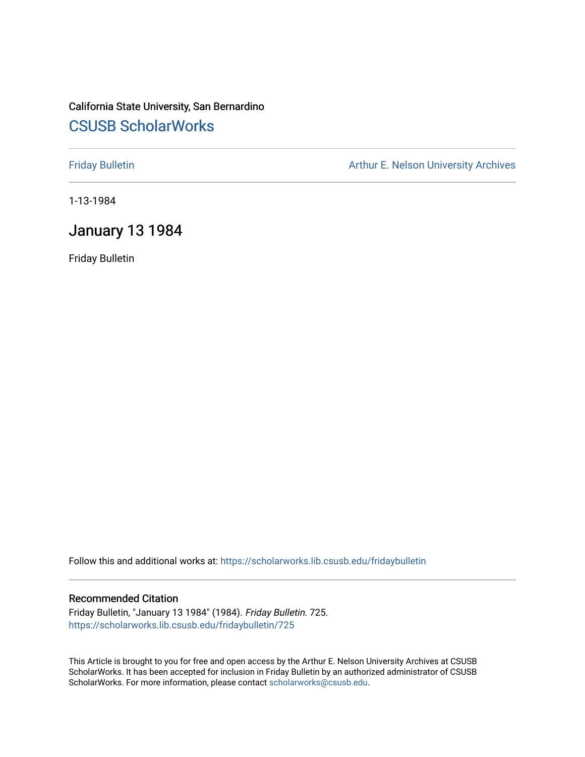California State University, San Bernardino

# CSUSB ScholarWorks

Friday Bulletin

Arthur E. Nelson University Archives

1-13-1984

## January 13 1984

Friday Bulletin

Follow this and additional works at: https://scholarworks.lib.csusb.edu/fridaybulletin

### Recommended Citation

Friday Bulletin, "January 13 1984" (1984). *Friday Bulletin*. 725.
https://scholarworks.lib.csusb.edu/fridaybulletin/725

This Article is brought to you for free and open access by the Arthur E. Nelson University Archives at CSUSB ScholarWorks. It has been accepted for inclusion in Friday Bulletin by an authorized administrator of CSUSB ScholarWorks. For more information, please contact scholarworks@csusb.edu.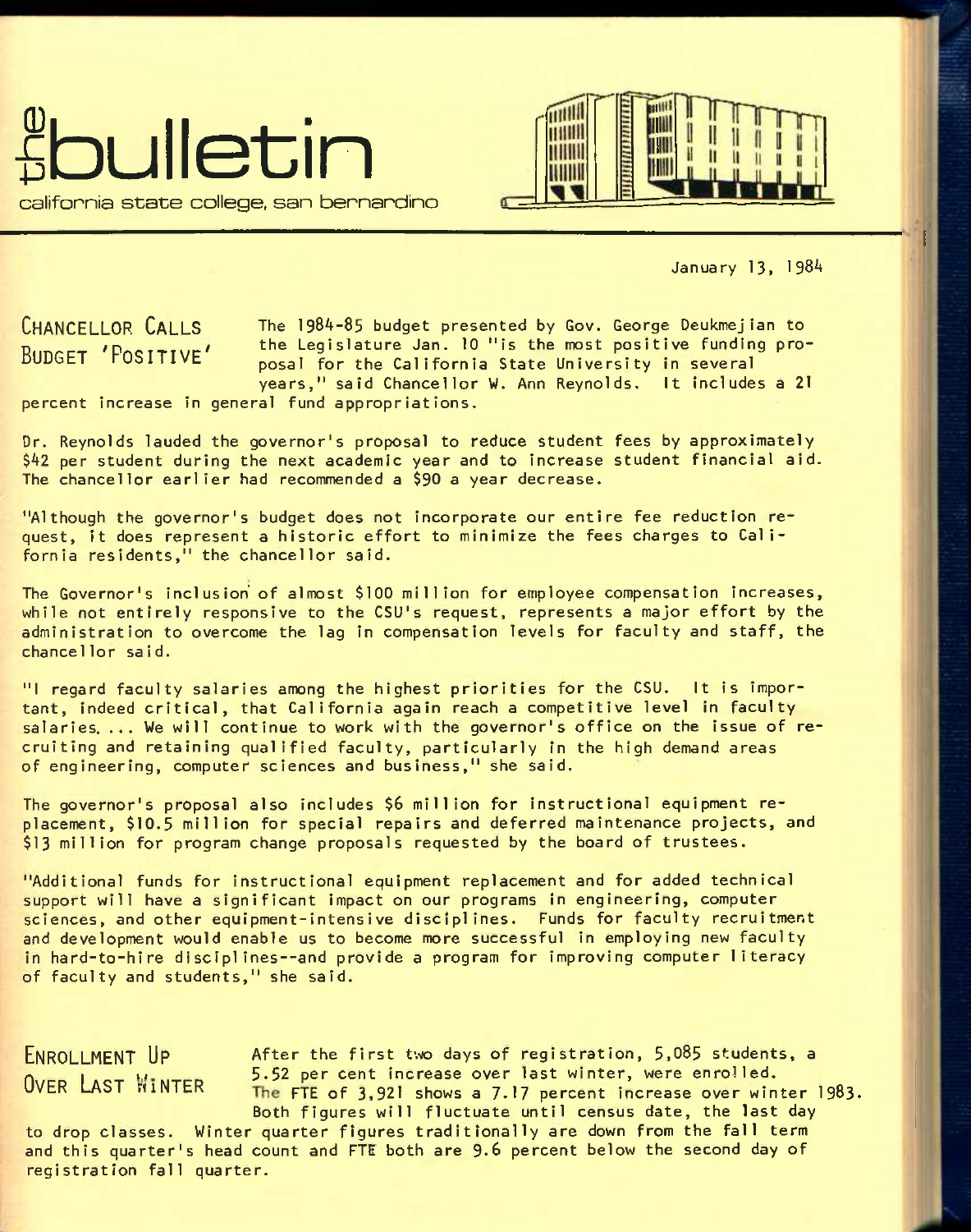# the bulletin

california state college, san bernardino

January 13, 1984

## CHANCELLOR CALLS BUDGET 'POSITIVE'

The 1984-85 budget presented by Gov. George Deukmejian to the Legislature Jan. 10 "is the most positive funding proposal for the California State University in several years," said Chancellor W. Ann Reynolds. It includes a 21 percent increase in general fund appropriations.

Dr. Reynolds lauded the governor's proposal to reduce student fees by approximately $42 per student during the next academic year and to increase student financial aid. The chancellor earlier had recommended a $90 a year decrease.

"Although the governor's budget does not incorporate our entire fee reduction request, it does represent a historic effort to minimize the fees charges to California residents," the chancellor said.

The Governor's inclusion of almost $100 million for employee compensation increases, while not entirely responsive to the CSU's request, represents a major effort by the administration to overcome the lag in compensation levels for faculty and staff, the chancellor said.

"I regard faculty salaries among the highest priorities for the CSU. It is important, indeed critical, that California again reach a competitive level in faculty salaries. ... We will continue to work with the governor's office on the issue of recruiting and retaining qualified faculty, particularly in the high demand areas of engineering, computer sciences and business," she said.

The governor's proposal also includes $6 million for instructional equipment replacement, $10.5 million for special repairs and deferred maintenance projects, and $13 million for program change proposals requested by the board of trustees.

"Additional funds for instructional equipment replacement and for added technical support will have a significant impact on our programs in engineering, computer sciences, and other equipment-intensive disciplines. Funds for faculty recruitment and development would enable us to become more successful in employing new faculty in hard-to-hire disciplines--and provide a program for improving computer literacy of faculty and students," she said.

## ENROLLMENT UP OVER LAST WINTER

After the first two days of registration, 5,085 students, a 5.52 per cent increase over last winter, were enrolled. The FTE of 3,921 shows a 7.17 percent increase over winter 1983. Both figures will fluctuate until census date, the last day to drop classes. Winter quarter figures traditionally are down from the fall term and this quarter's head count and FTE both are 9.6 percent below the second day of registration fall quarter.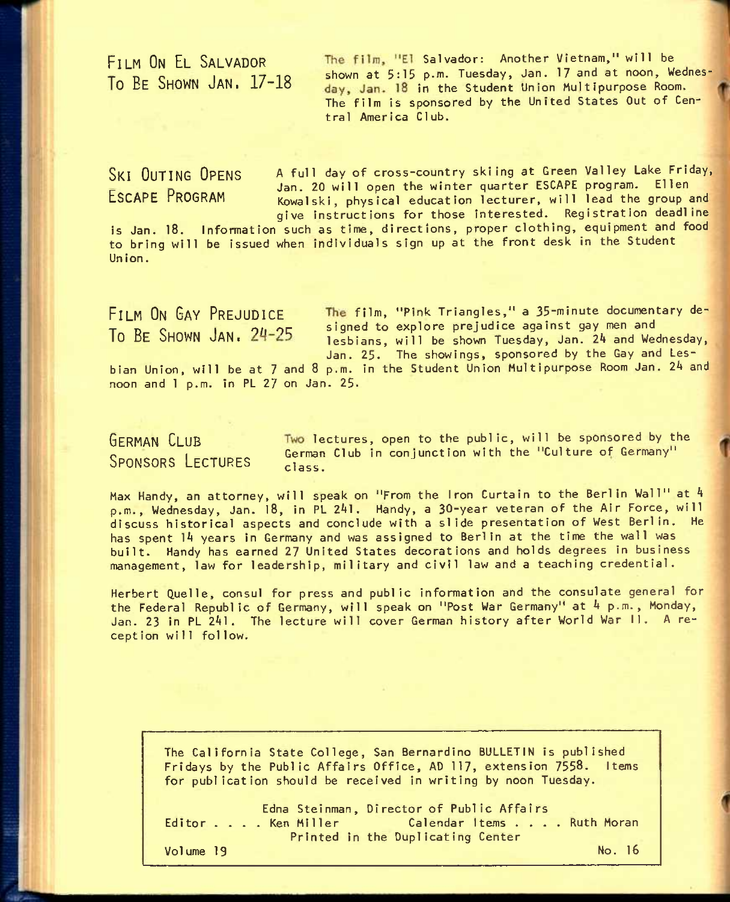## Film On El Salvador To Be Shown Jan. 17-18

The film, "El Salvador: Another Vietnam," will be shown at 5:15 p.m. Tuesday, Jan. 17 and at noon, Wednesday, Jan. 18 in the Student Union Multipurpose Room. The film is sponsored by the United States Out of Central America Club.

## Ski Outing Opens Escape Program

A full day of cross-country skiing at Green Valley Lake Friday, Jan. 20 will open the winter quarter ESCAPE program. Ellen Kowalski, physical education lecturer, will lead the group and give instructions for those interested. Registration deadline is Jan. 18. Information such as time, directions, proper clothing, equipment and food to bring will be issued when individuals sign up at the front desk in the Student Union.

## Film On Gay Prejudice To Be Shown Jan. 24-25

The film, "Pink Triangles," a 35-minute documentary designed to explore prejudice against gay men and lesbians, will be shown Tuesday, Jan. 24 and Wednesday, Jan. 25. The showings, sponsored by the Gay and Lesbian Union, will be at 7 and 8 p.m. in the Student Union Multipurpose Room Jan. 24 and noon and 1 p.m. in PL 27 on Jan. 25.

## German Club Sponsors Lectures

Two lectures, open to the public, will be sponsored by the German Club in conjunction with the "Culture of Germany" class.

Max Handy, an attorney, will speak on "From the Iron Curtain to the Berlin Wall" at 4 p.m., Wednesday, Jan. 18, in PL 241. Handy, a 30-year veteran of the Air Force, will discuss historical aspects and conclude with a slide presentation of West Berlin. He has spent 14 years in Germany and was assigned to Berlin at the time the wall was built. Handy has earned 27 United States decorations and holds degrees in business management, law for leadership, military and civil law and a teaching credential.

Herbert Quelle, consul for press and public information and the consulate general for the Federal Republic of Germany, will speak on "Post War Germany" at 4 p.m., Monday, Jan. 23 in PL 241. The lecture will cover German history after World War II. A reception will follow.

---

The California State College, San Bernardino BULLETIN is published Fridays by the Public Affairs Office, AD 117, extension 7558. Items for publication should be received in writing by noon Tuesday.

Edna Steinman, Director of Public Affairs

Editor . . . . Ken Miller    Calendar Items . . . . Ruth Moran

Printed in the Duplicating Center

Volume 19    No. 16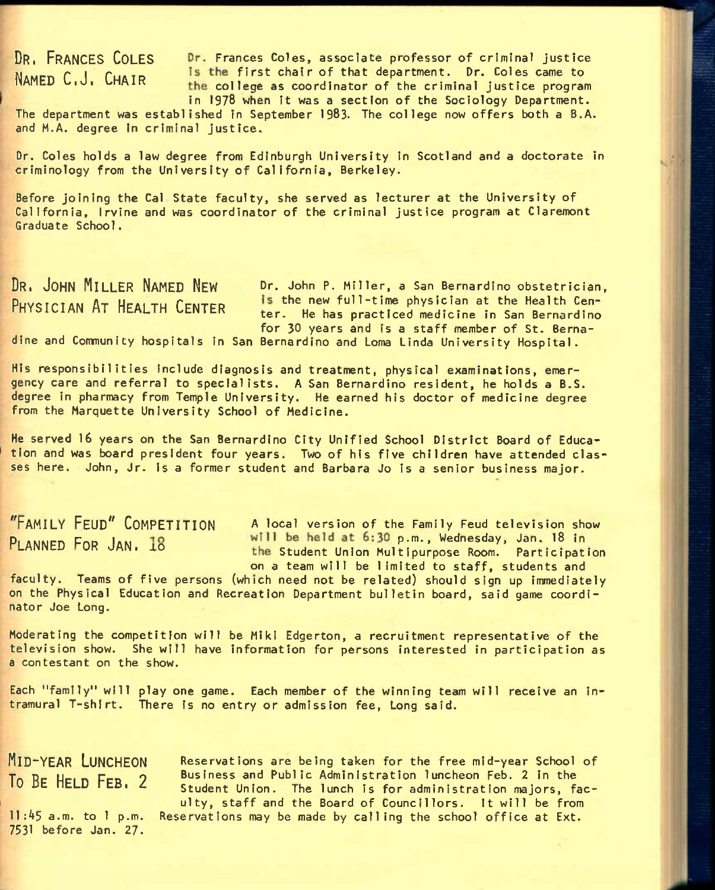## Dr. Frances Coles Named C.J. Chair

Dr. Frances Coles, associate professor of criminal justice is the first chair of that department. Dr. Coles came to the college as coordinator of the criminal justice program in 1978 when it was a section of the Sociology Department. The department was established in September 1983. The college now offers both a B.A. and M.A. degree in criminal justice.

Dr. Coles holds a law degree from Edinburgh University in Scotland and a doctorate in criminology from the University of California, Berkeley.

Before joining the Cal State faculty, she served as lecturer at the University of California, Irvine and was coordinator of the criminal justice program at Claremont Graduate School.

## Dr. John Miller Named New Physician At Health Center

Dr. John P. Miller, a San Bernardino obstetrician, is the new full-time physician at the Health Center. He has practiced medicine in San Bernardino for 30 years and is a staff member of St. Bernadine and Community hospitals in San Bernardino and Loma Linda University Hospital.

His responsibilities include diagnosis and treatment, physical examinations, emergency care and referral to specialists. A San Bernardino resident, he holds a B.S. degree in pharmacy from Temple University. He earned his doctor of medicine degree from the Marquette University School of Medicine.

He served 16 years on the San Bernardino City Unified School District Board of Education and was board president four years. Two of his five children have attended classes here. John, Jr. is a former student and Barbara Jo is a senior business major.

## "Family Feud" Competition Planned For Jan. 18

A local version of the Family Feud television show will be held at 6:30 p.m., Wednesday, Jan. 18 in the Student Union Multipurpose Room. Participation on a team will be limited to staff, students and faculty. Teams of five persons (which need not be related) should sign up immediately on the Physical Education and Recreation Department bulletin board, said game coordinator Joe Long.

Moderating the competition will be Miki Edgerton, a recruitment representative of the television show. She will have information for persons interested in participation as a contestant on the show.

Each "family" will play one game. Each member of the winning team will receive an intramural T-shirt. There is no entry or admission fee, Long said.

## Mid-Year Luncheon To Be Held Feb. 2

Reservations are being taken for the free mid-year School of Business and Public Administration luncheon Feb. 2 in the Student Union. The lunch is for administration majors, faculty, staff and the Board of Councillors. It will be from 11:45 a.m. to 1 p.m. Reservations may be made by calling the school office at Ext. 7531 before Jan. 27.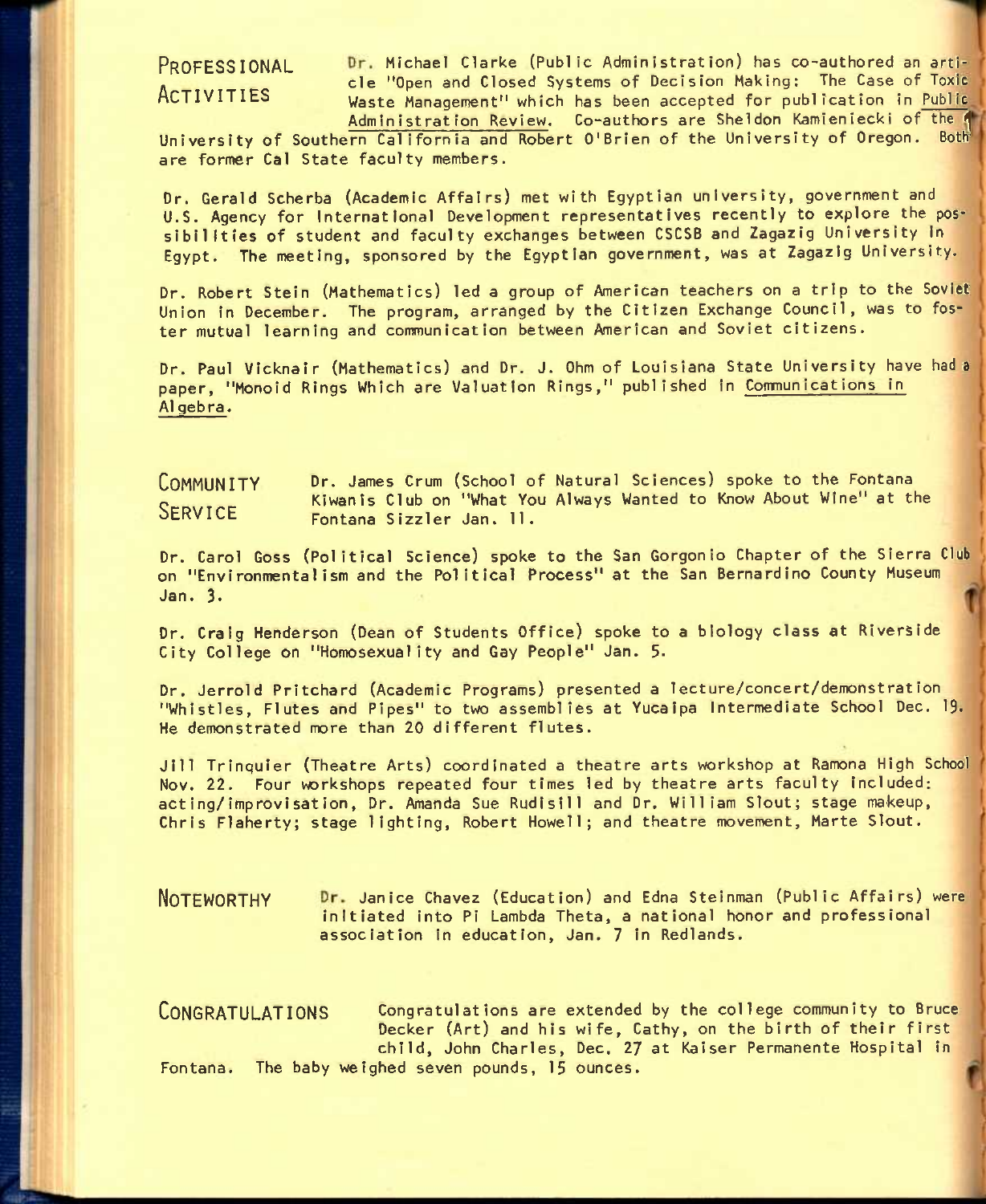## PROFESSIONAL ACTIVITIES

Dr. Michael Clarke (Public Administration) has co-authored an article "Open and Closed Systems of Decision Making: The Case of Toxic Waste Management" which has been accepted for publication in Public Administration Review. Co-authors are Sheldon Kamieniecki of the University of Southern California and Robert O'Brien of the University of Oregon. Both are former Cal State faculty members.

Dr. Gerald Scherba (Academic Affairs) met with Egyptian university, government and U.S. Agency for International Development representatives recently to explore the possibilities of student and faculty exchanges between CSCSB and Zagazig University in Egypt. The meeting, sponsored by the Egyptian government, was at Zagazig University.

Dr. Robert Stein (Mathematics) led a group of American teachers on a trip to the Soviet Union in December. The program, arranged by the Citizen Exchange Council, was to foster mutual learning and communication between American and Soviet citizens.

Dr. Paul Vicknair (Mathematics) and Dr. J. Ohm of Louisiana State University have had a paper, "Monoid Rings Which are Valuation Rings," published in Communications in Algebra.

## COMMUNITY SERVICE

Dr. James Crum (School of Natural Sciences) spoke to the Fontana Kiwanis Club on "What You Always Wanted to Know About Wine" at the Fontana Sizzler Jan. 11.

Dr. Carol Goss (Political Science) spoke to the San Gorgonio Chapter of the Sierra Club on "Environmentalism and the Political Process" at the San Bernardino County Museum Jan. 3.

Dr. Craig Henderson (Dean of Students Office) spoke to a biology class at Riverside City College on "Homosexuality and Gay People" Jan. 5.

Dr. Jerrold Pritchard (Academic Programs) presented a lecture/concert/demonstration "Whistles, Flutes and Pipes" to two assemblies at Yucaipa Intermediate School Dec. 19. He demonstrated more than 20 different flutes.

Jill Trinquier (Theatre Arts) coordinated a theatre arts workshop at Ramona High School Nov. 22. Four workshops repeated four times led by theatre arts faculty included: acting/improvisation, Dr. Amanda Sue Rudisill and Dr. William Slout; stage makeup, Chris Flaherty; stage lighting, Robert Howell; and theatre movement, Marte Slout.

## NOTEWORTHY

Dr. Janice Chavez (Education) and Edna Steinman (Public Affairs) were initiated into Pi Lambda Theta, a national honor and professional association in education, Jan. 7 in Redlands.

## CONGRATULATIONS

Congratulations are extended by the college community to Bruce Decker (Art) and his wife, Cathy, on the birth of their first child, John Charles, Dec. 27 at Kaiser Permanente Hospital in Fontana. The baby weighed seven pounds, 15 ounces.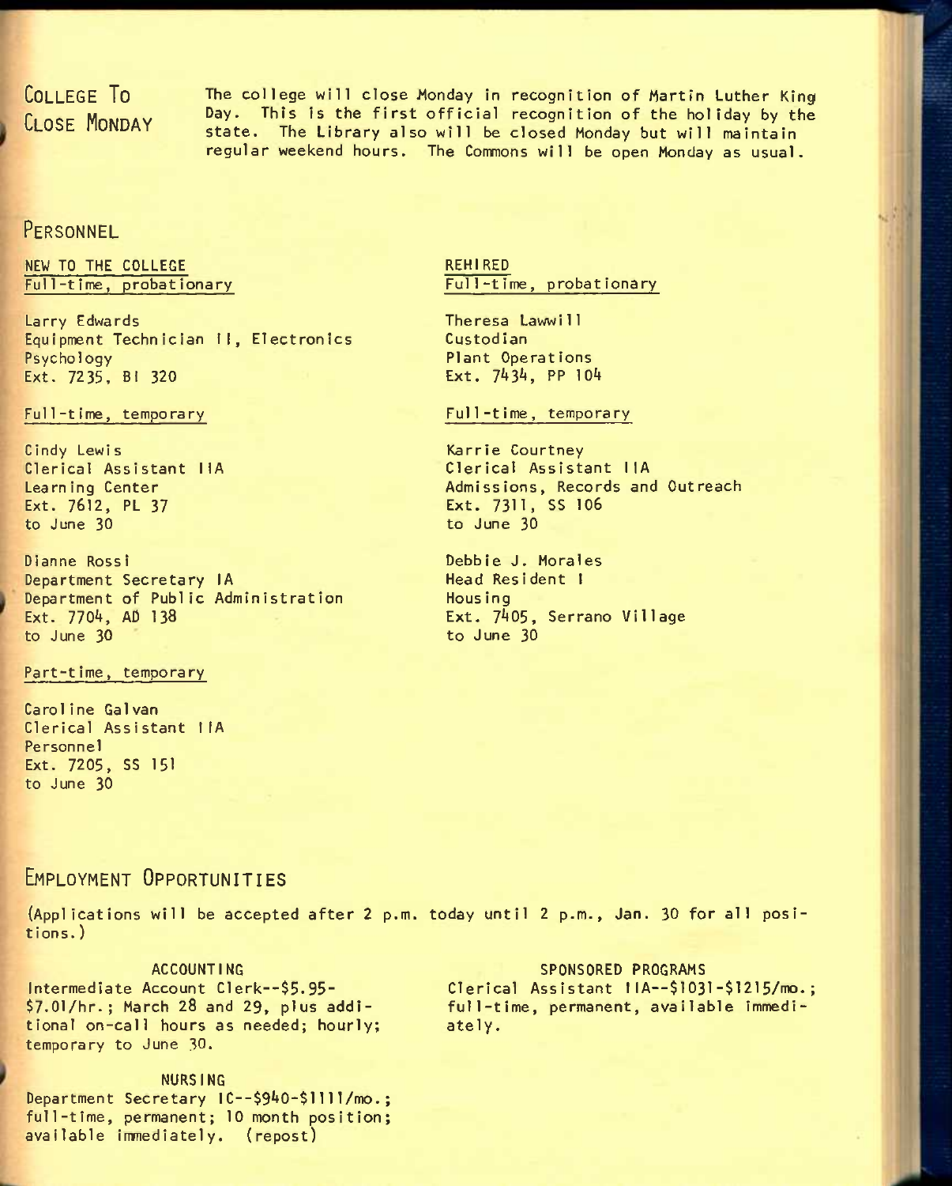## College To Close Monday

The college will close Monday in recognition of Martin Luther King Day. This is the first official recognition of the holiday by the state. The Library also will be closed Monday but will maintain regular weekend hours. The Commons will be open Monday as usual.

## Personnel

### NEW TO THE COLLEGE

**Full-time, probationary**

Larry Edwards
Equipment Technician II, Electronics
Psychology
Ext. 7235, BI 320

**Full-time, temporary**

Cindy Lewis
Clerical Assistant IIA
Learning Center
Ext. 7612, PL 37
to June 30

Dianne Rossi
Department Secretary IA
Department of Public Administration
Ext. 7704, AD 138
to June 30

**Part-time, temporary**

Caroline Galvan
Clerical Assistant IIA
Personnel
Ext. 7205, SS 151
to June 30

### REHIRED

**Full-time, probationary**

Theresa Lawwill
Custodian
Plant Operations
Ext. 7434, PP 104

**Full-time, temporary**

Karrie Courtney
Clerical Assistant IIA
Admissions, Records and Outreach
Ext. 7311, SS 106
to June 30

Debbie J. Morales
Head Resident I
Housing
Ext. 7405, Serrano Village
to June 30

## Employment Opportunities

(Applications will be accepted after 2 p.m. today until 2 p.m., Jan. 30 for all positions.)

**ACCOUNTING**

Intermediate Account Clerk--$5.95-$7.01/hr.; March 28 and 29, plus additional on-call hours as needed; hourly; temporary to June 30.

**NURSING**

Department Secretary IC--$940-$1111/mo.; full-time, permanent; 10 month position; available immediately. (repost)

**SPONSORED PROGRAMS**

Clerical Assistant IIA--$1031-$1215/mo.; full-time, permanent, available immediately.